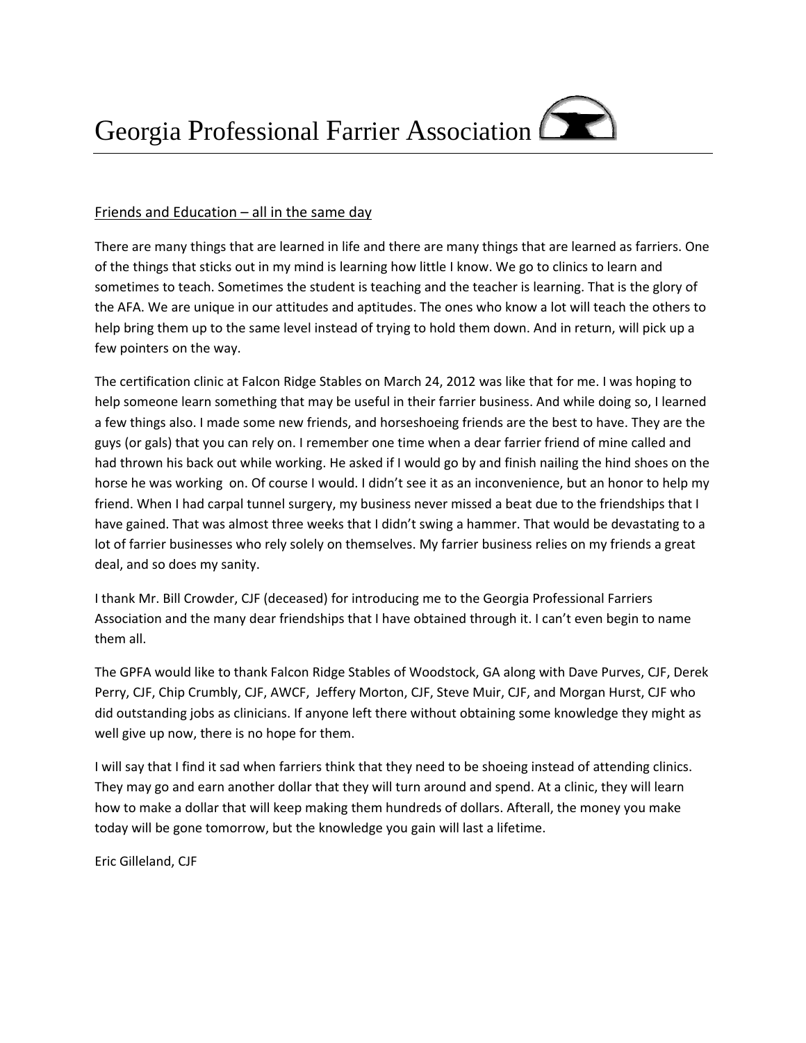# Georgia Professional Farrier Association

Friends and Education – all in the same day

There are many things that are learned in life and there are many things that are learned as farriers. One of the things that sticks out in my mind is learning how little I know. We go to clinics to learn and sometimes to teach. Sometimes the student is teaching and the teacher is learning. That is the glory of the AFA. We are unique in our attitudes and aptitudes. The ones who know a lot will teach the others to help bring them up to the same level instead of trying to hold them down. And in return, will pick up a few pointers on the way.

The certification clinic at Falcon Ridge Stables on March 24, 2012 was like that for me. I was hoping to help someone learn something that may be useful in their farrier business. And while doing so, I learned a few things also. I made some new friends, and horseshoeing friends are the best to have. They are the guys (or gals) that you can rely on. I remember one time when a dear farrier friend of mine called and had thrown his back out while working. He asked if I would go by and finish nailing the hind shoes on the horse he was working on. Of course I would. I didn't see it as an inconvenience, but an honor to help my friend. When I had carpal tunnel surgery, my business never missed a beat due to the friendships that I have gained. That was almost three weeks that I didn't swing a hammer. That would be devastating to a lot of farrier businesses who rely solely on themselves. My farrier business relies on my friends a great deal, and so does my sanity.

I thank Mr. Bill Crowder, CJF (deceased) for introducing me to the Georgia Professional Farriers Association and the many dear friendships that I have obtained through it. I can't even begin to name them all.

The GPFA would like to thank Falcon Ridge Stables of Woodstock, GA along with Dave Purves, CJF, Derek Perry, CJF, Chip Crumbly, CJF, AWCF, Jeffery Morton, CJF, Steve Muir, CJF, and Morgan Hurst, CJF who did outstanding jobs as clinicians. If anyone left there without obtaining some knowledge they might as well give up now, there is no hope for them.

I will say that I find it sad when farriers think that they need to be shoeing instead of attending clinics. They may go and earn another dollar that they will turn around and spend. At a clinic, they will learn how to make a dollar that will keep making them hundreds of dollars. Afterall, the money you make today will be gone tomorrow, but the knowledge you gain will last a lifetime.

Eric Gilleland, CJF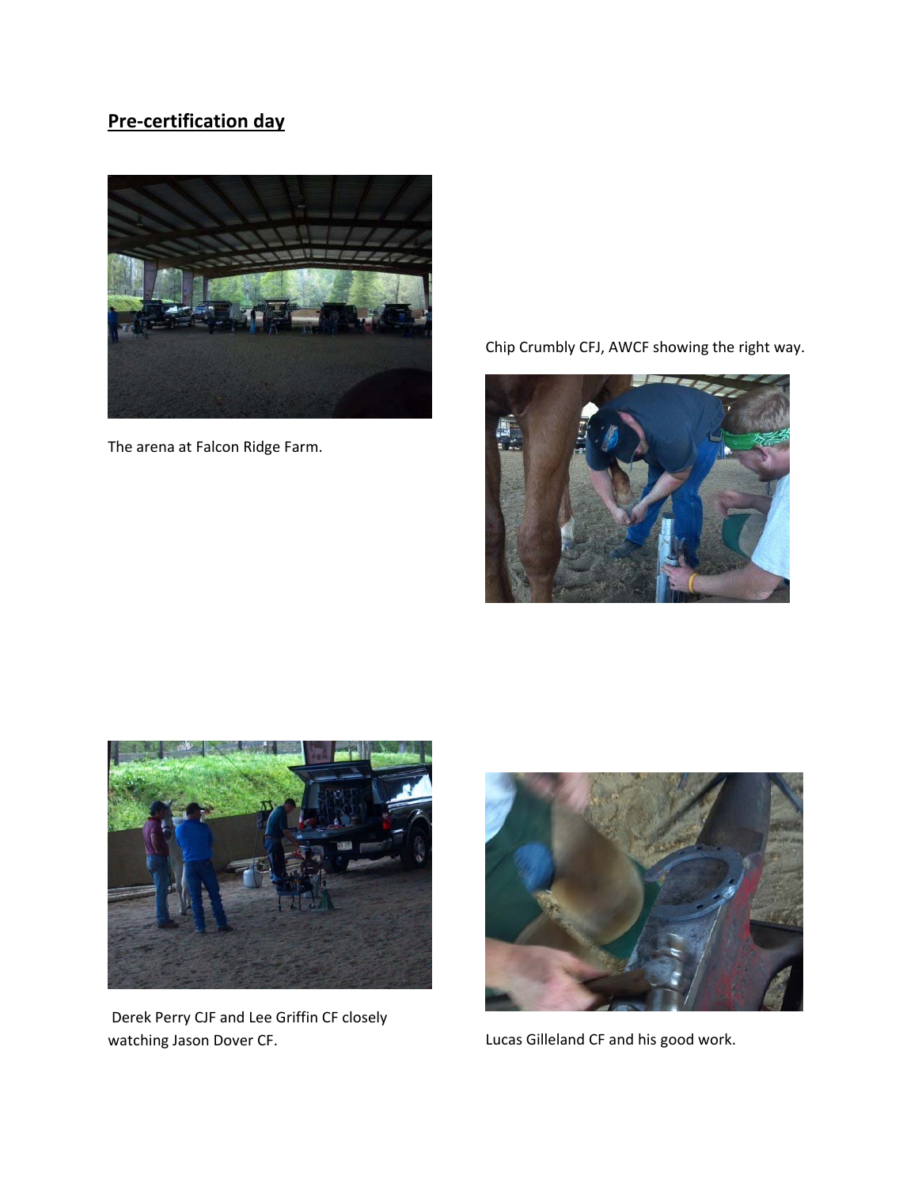## **Pre-certification day**

The arena at Falcon Ridge Farm.

Chip Crumbly CFJ, AWCF showing the right way.

Derek Perry CJF and Lee Griffin CF closely watching Jason Dover CF.

Lucas Gilleland CF and his good work.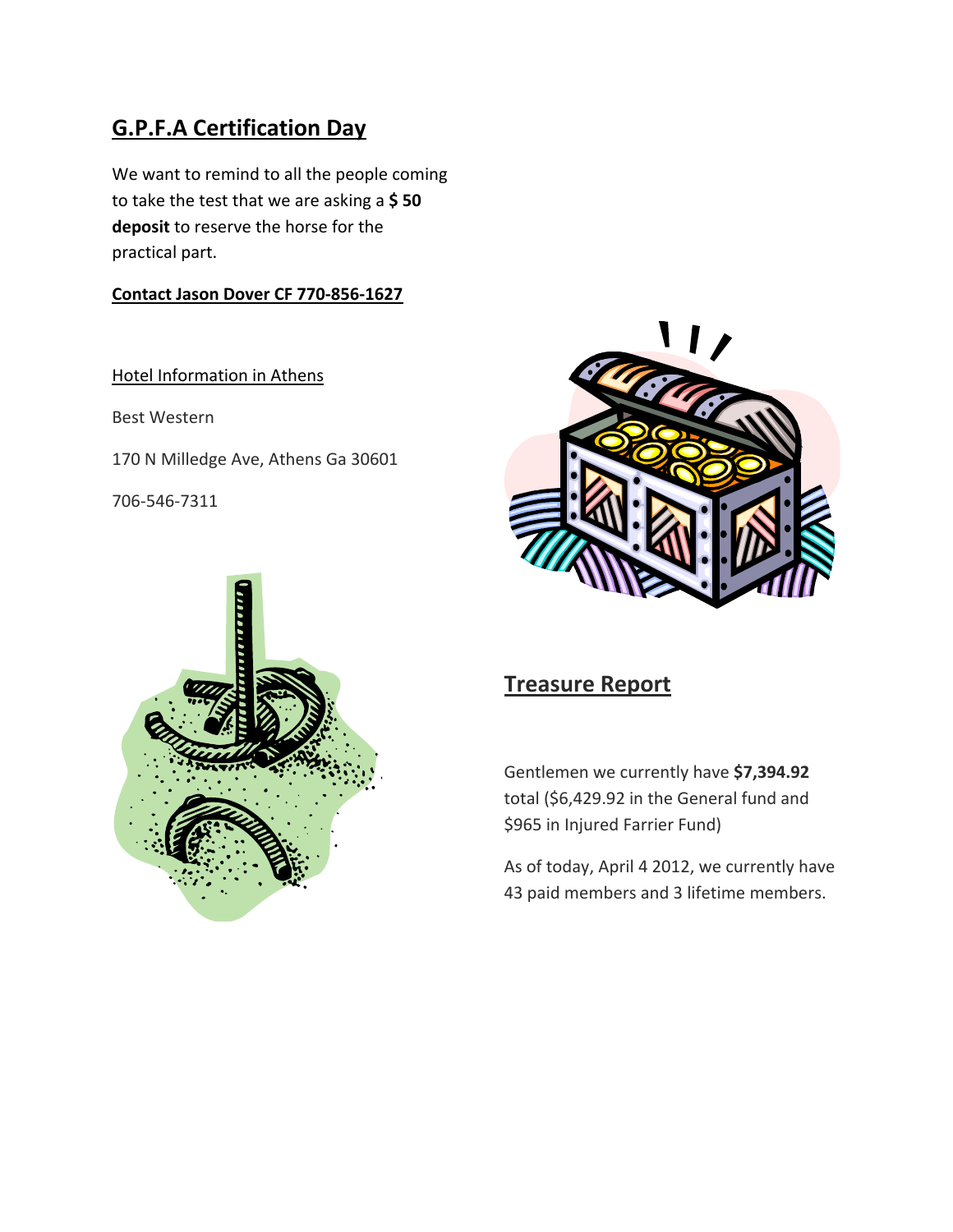## G.P.F.A Certification Day

We want to remind to all the people coming to take the test that we are asking a **$ 50 deposit** to reserve the horse for the practical part.

**Contact Jason Dover CF 770-856-1627**

Hotel Information in Athens

Best Western

170 N Milledge Ave, Athens Ga 30601

706-546-7311

## Treasure Report

Gentlemen we currently have **$7,394.92** total ($6,429.92 in the General fund and $965 in Injured Farrier Fund)

As of today, April 4 2012, we currently have 43 paid members and 3 lifetime members.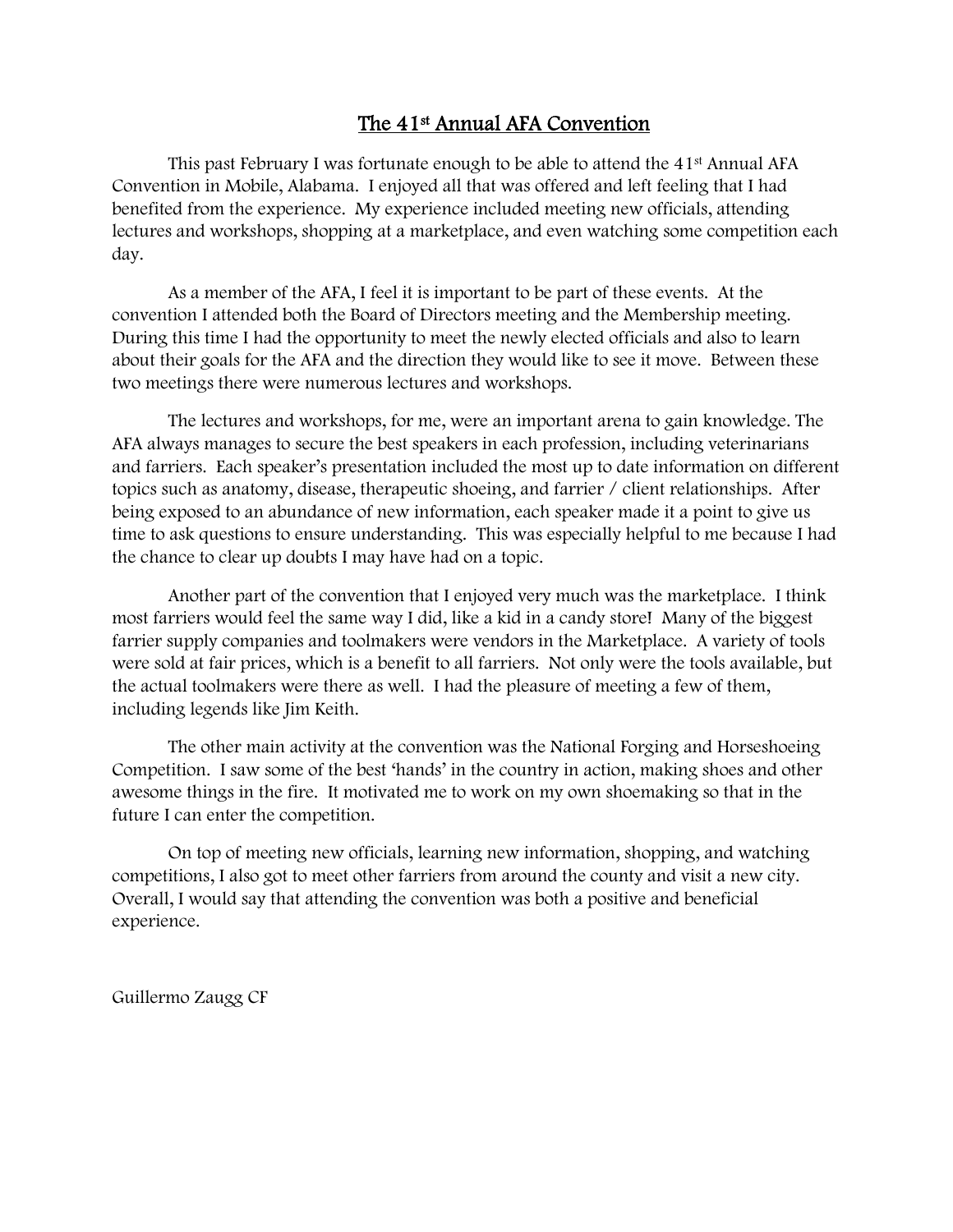## The 41st Annual AFA Convention

This past February I was fortunate enough to be able to attend the 41st Annual AFA Convention in Mobile, Alabama. I enjoyed all that was offered and left feeling that I had benefited from the experience. My experience included meeting new officials, attending lectures and workshops, shopping at a marketplace, and even watching some competition each day.

As a member of the AFA, I feel it is important to be part of these events. At the convention I attended both the Board of Directors meeting and the Membership meeting. During this time I had the opportunity to meet the newly elected officials and also to learn about their goals for the AFA and the direction they would like to see it move. Between these two meetings there were numerous lectures and workshops.

The lectures and workshops, for me, were an important arena to gain knowledge. The AFA always manages to secure the best speakers in each profession, including veterinarians and farriers. Each speaker's presentation included the most up to date information on different topics such as anatomy, disease, therapeutic shoeing, and farrier / client relationships. After being exposed to an abundance of new information, each speaker made it a point to give us time to ask questions to ensure understanding. This was especially helpful to me because I had the chance to clear up doubts I may have had on a topic.

Another part of the convention that I enjoyed very much was the marketplace. I think most farriers would feel the same way I did, like a kid in a candy store! Many of the biggest farrier supply companies and toolmakers were vendors in the Marketplace. A variety of tools were sold at fair prices, which is a benefit to all farriers. Not only were the tools available, but the actual toolmakers were there as well. I had the pleasure of meeting a few of them, including legends like Jim Keith.

The other main activity at the convention was the National Forging and Horseshoeing Competition. I saw some of the best 'hands' in the country in action, making shoes and other awesome things in the fire. It motivated me to work on my own shoemaking so that in the future I can enter the competition.

On top of meeting new officials, learning new information, shopping, and watching competitions, I also got to meet other farriers from around the county and visit a new city. Overall, I would say that attending the convention was both a positive and beneficial experience.

Guillermo Zaugg CF